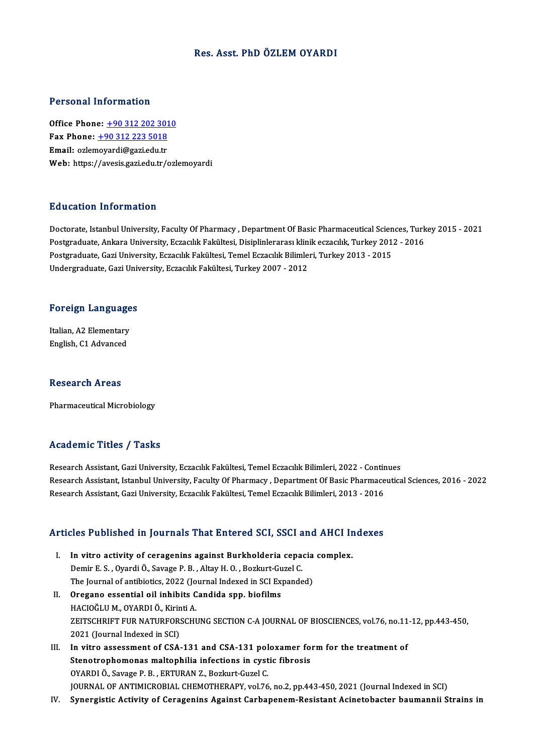# Res. Asst. PhD ÖZLEM OYARDI

## Personal Information

**Office Phone:** +90 312 202 3010
**Fax Phone:** +90 312 223 5018
**Email:** ozlemoyardi@gazi.edu.tr
**Web:** https://avesis.gazi.edu.tr/ozlemoyardi

## Education Information

Doctorate, Istanbul University, Faculty Of Pharmacy , Department Of Basic Pharmaceutical Sciences, Turkey 2015 - 2021
Postgraduate, Ankara University, Eczacılık Fakültesi, Disiplinlerarası klinik eczacılık, Turkey 2012 - 2016
Postgraduate, Gazi University, Eczacılık Fakültesi, Temel Eczacılık Bilimleri, Turkey 2013 - 2015
Undergraduate, Gazi University, Eczacılık Fakültesi, Turkey 2007 - 2012

## Foreign Languages

Italian, A2 Elementary
English, C1 Advanced

## Research Areas

Pharmaceutical Microbiology

## Academic Titles / Tasks

Research Assistant, Gazi University, Eczacılık Fakültesi, Temel Eczacılık Bilimleri, 2022 - Continues
Research Assistant, Istanbul University, Faculty Of Pharmacy , Department Of Basic Pharmaceutical Sciences, 2016 - 2022
Research Assistant, Gazi University, Eczacılık Fakültesi, Temel Eczacılık Bilimleri, 2013 - 2016

## Articles Published in Journals That Entered SCI, SSCI and AHCI Indexes

I. **In vitro activity of ceragenins against Burkholderia cepacia complex.**
Demir E. S. , Oyardi Ö., Savage P. B. , Altay H. O. , Bozkurt-Guzel C.
The Journal of antibiotics, 2022 (Journal Indexed in SCI Expanded)

II. **Oregano essential oil inhibits Candida spp. biofilms**
HACIOĞLU M., OYARDI Ö., Kirinti A.
ZEITSCHRIFT FUR NATURFORSCHUNG SECTION C-A JOURNAL OF BIOSCIENCES, vol.76, no.11-12, pp.443-450, 2021 (Journal Indexed in SCI)

III. **In vitro assessment of CSA-131 and CSA-131 poloxamer form for the treatment of Stenotrophomonas maltophilia infections in cystic fibrosis**
OYARDI Ö., Savage P. B. , ERTURAN Z., Bozkurt-Guzel C.
JOURNAL OF ANTIMICROBIAL CHEMOTHERAPY, vol.76, no.2, pp.443-450, 2021 (Journal Indexed in SCI)

IV. **Synergistic Activity of Ceragenins Against Carbapenem-Resistant Acinetobacter baumannii Strains in**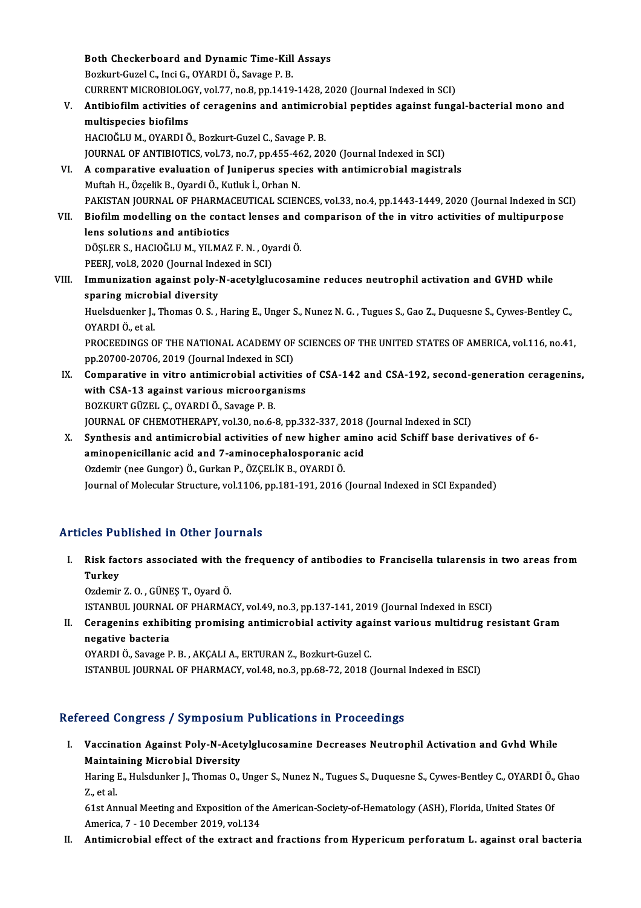Both Checkerboard and Dynamic Time-Kill Assays
Bozkurt-Guzel C., Inci G., OYARDI Ö., Savage P. B.
CURRENT MICROBIOLOGY, vol.77, no.8, pp.1419-1428, 2020 (Journal Indexed in SCI)

V. **Antibiofilm activities of ceragenins and antimicrobial peptides against fungal-bacterial mono and multispecies biofilms**
HACIOĞLU M., OYARDI Ö., Bozkurt-Guzel C., Savage P. B.
JOURNAL OF ANTIBIOTICS, vol.73, no.7, pp.455-462, 2020 (Journal Indexed in SCI)

VI. **A comparative evaluation of Juniperus species with antimicrobial magistrals**
Muftah H., Özçelik B., Oyardi Ö., Kutluk İ., Orhan N.
PAKISTAN JOURNAL OF PHARMACEUTICAL SCIENCES, vol.33, no.4, pp.1443-1449, 2020 (Journal Indexed in SCI)

VII. **Biofilm modelling on the contact lenses and comparison of the in vitro activities of multipurpose lens solutions and antibiotics**
DÖŞLER S., HACIOĞLU M., YILMAZ F. N. , Oyardi Ö.
PEERJ, vol.8, 2020 (Journal Indexed in SCI)

VIII. **Immunization against poly-N-acetylglucosamine reduces neutrophil activation and GVHD while sparing microbial diversity**
Huelsduenker J., Thomas O. S. , Haring E., Unger S., Nunez N. G. , Tugues S., Gao Z., Duquesne S., Cywes-Bentley C., OYARDI Ö., et al.
PROCEEDINGS OF THE NATIONAL ACADEMY OF SCIENCES OF THE UNITED STATES OF AMERICA, vol.116, no.41, pp.20700-20706, 2019 (Journal Indexed in SCI)

IX. **Comparative in vitro antimicrobial activities of CSA-142 and CSA-192, second-generation ceragenins, with CSA-13 against various microorganisms**
BOZKURT GÜZEL Ç., OYARDI Ö., Savage P. B.
JOURNAL OF CHEMOTHERAPY, vol.30, no.6-8, pp.332-337, 2018 (Journal Indexed in SCI)

X. **Synthesis and antimicrobial activities of new higher amino acid Schiff base derivatives of 6-aminopenicillanic acid and 7-aminocephalosporanic acid**
Ozdemir (nee Gungor) Ö., Gurkan P., ÖZÇELİK B., OYARDI Ö.
Journal of Molecular Structure, vol.1106, pp.181-191, 2016 (Journal Indexed in SCI Expanded)

## Articles Published in Other Journals

I. **Risk factors associated with the frequency of antibodies to Francisella tularensis in two areas from Turkey**
Ozdemir Z. O. , GÜNEŞ T., Oyard Ö.
ISTANBUL JOURNAL OF PHARMACY, vol.49, no.3, pp.137-141, 2019 (Journal Indexed in ESCI)

II. **Ceragenins exhibiting promising antimicrobial activity against various multidrug resistant Gram negative bacteria**
OYARDI Ö., Savage P. B. , AKÇALI A., ERTURAN Z., Bozkurt-Guzel C.
ISTANBUL JOURNAL OF PHARMACY, vol.48, no.3, pp.68-72, 2018 (Journal Indexed in ESCI)

## Refereed Congress / Symposium Publications in Proceedings

I. **Vaccination Against Poly-N-Acetylglucosamine Decreases Neutrophil Activation and Gvhd While Maintaining Microbial Diversity**
Haring E., Hulsdunker J., Thomas O., Unger S., Nunez N., Tugues S., Duquesne S., Cywes-Bentley C., OYARDI Ö., Ghao Z., et al.
61st Annual Meeting and Exposition of the American-Society-of-Hematology (ASH), Florida, United States Of America, 7 - 10 December 2019, vol.134

II. **Antimicrobial effect of the extract and fractions from Hypericum perforatum L. against oral bacteria**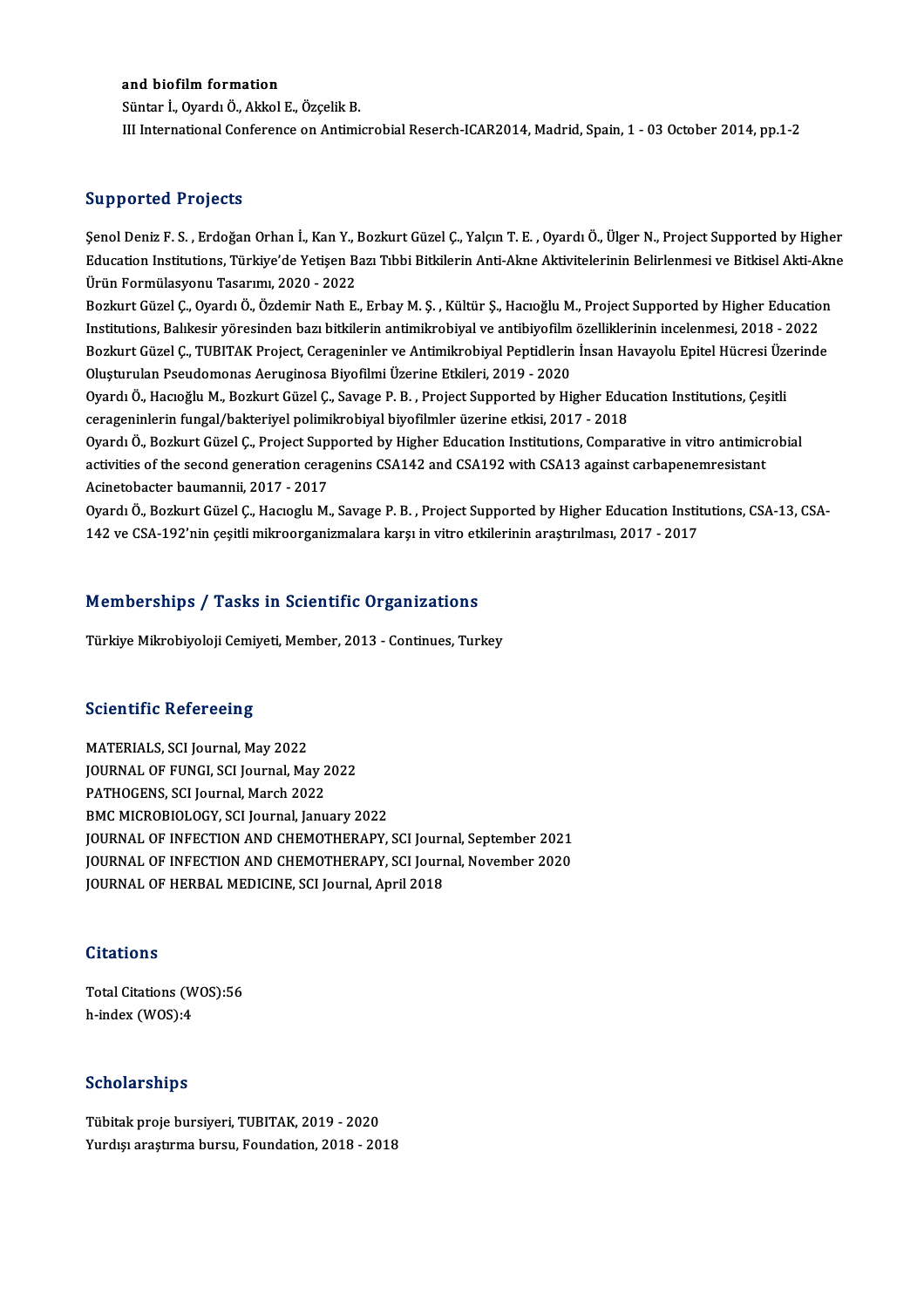**and biofilm formation**
Süntar İ., Oyardı Ö., Akkol E., Özçelik B.
III International Conference on Antimicrobial Reserch-ICAR2014, Madrid, Spain, 1 - 03 October 2014, pp.1-2

## Supported Projects

Şenol Deniz F. S. , Erdoğan Orhan İ., Kan Y., Bozkurt Güzel Ç., Yalçın T. E. , Oyardı Ö., Ülger N., Project Supported by Higher Education Institutions, Türkiye'de Yetişen Bazı Tıbbi Bitkilerin Anti-Akne Aktivitelerinin Belirlenmesi ve Bitkisel Akti-Akne Ürün Formülasyonu Tasarımı, 2020 - 2022

Bozkurt Güzel Ç., Oyardı Ö., Özdemir Nath E., Erbay M. Ş. , Kültür Ş., Hacıoğlu M., Project Supported by Higher Education Institutions, Balıkesir yöresinden bazı bitkilerin antimikrobiyal ve antibiyofilm özelliklerinin incelenmesi, 2018 - 2022

Bozkurt Güzel Ç., TUBITAK Project, Cerageninler ve Antimikrobiyal Peptidlerin İnsan Havayolu Epitel Hücresi Üzerinde Oluşturulan Pseudomonas Aeruginosa Biyofilmi Üzerine Etkileri, 2019 - 2020

Oyardı Ö., Hacıoğlu M., Bozkurt Güzel Ç., Savage P. B. , Project Supported by Higher Education Institutions, Çeşitli cerageninlerin fungal/bakteriyel polimikrobiyal biyofilmler üzerine etkisi, 2017 - 2018

Oyardı Ö., Bozkurt Güzel Ç., Project Supported by Higher Education Institutions, Comparative in vitro antimicrobial activities of the second generation ceragenins CSA142 and CSA192 with CSA13 against carbapenemresistant Acinetobacter baumannii, 2017 - 2017

Oyardı Ö., Bozkurt Güzel Ç., Hacıoglu M., Savage P. B. , Project Supported by Higher Education Institutions, CSA-13, CSA-142 ve CSA-192'nin çeşitli mikroorganizmalara karşı in vitro etkilerinin araştırılması, 2017 - 2017

## Memberships / Tasks in Scientific Organizations

Türkiye Mikrobiyoloji Cemiyeti, Member, 2013 - Continues, Turkey

## Scientific Refereeing

MATERIALS, SCI Journal, May 2022
JOURNAL OF FUNGI, SCI Journal, May 2022
PATHOGENS, SCI Journal, March 2022
BMC MICROBIOLOGY, SCI Journal, January 2022
JOURNAL OF INFECTION AND CHEMOTHERAPY, SCI Journal, September 2021
JOURNAL OF INFECTION AND CHEMOTHERAPY, SCI Journal, November 2020
JOURNAL OF HERBAL MEDICINE, SCI Journal, April 2018

## Citations

Total Citations (WOS):56
h-index (WOS):4

## Scholarships

Tübitak proje bursiyeri, TUBITAK, 2019 - 2020
Yurdışı araştırma bursu, Foundation, 2018 - 2018